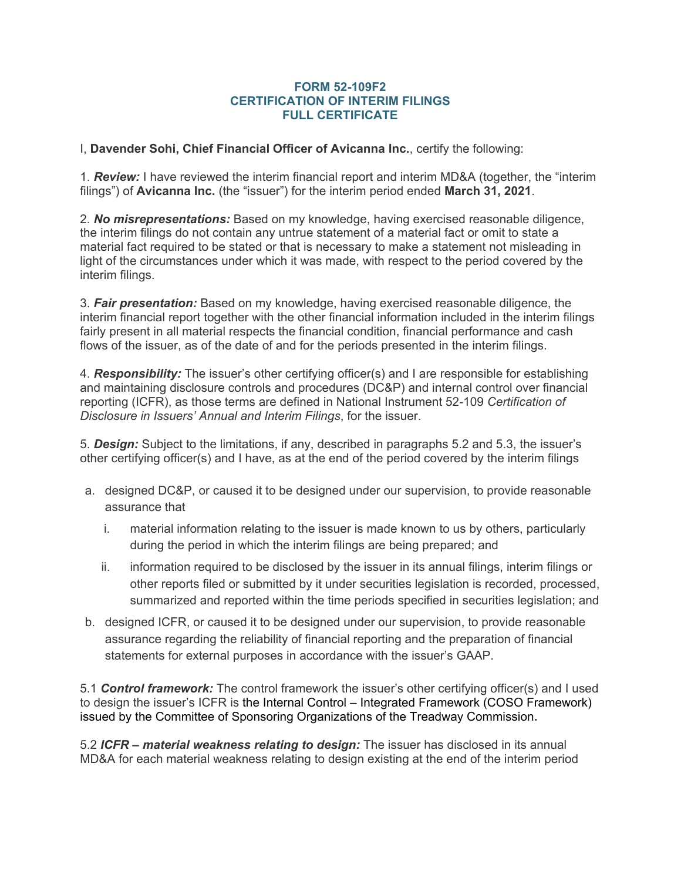# FORM 52-109F2
# CERTIFICATION OF INTERIM FILINGS
# FULL CERTIFICATE

I, **Davender Sohi, Chief Financial Officer of Avicanna Inc.**, certify the following:

1. ***Review:*** I have reviewed the interim financial report and interim MD&A (together, the "interim filings") of **Avicanna Inc.** (the "issuer") for the interim period ended **March 31, 2021**.

2. ***No misrepresentations:*** Based on my knowledge, having exercised reasonable diligence, the interim filings do not contain any untrue statement of a material fact or omit to state a material fact required to be stated or that is necessary to make a statement not misleading in light of the circumstances under which it was made, with respect to the period covered by the interim filings.

3. ***Fair presentation:*** Based on my knowledge, having exercised reasonable diligence, the interim financial report together with the other financial information included in the interim filings fairly present in all material respects the financial condition, financial performance and cash flows of the issuer, as of the date of and for the periods presented in the interim filings.

4. ***Responsibility:*** The issuer's other certifying officer(s) and I are responsible for establishing and maintaining disclosure controls and procedures (DC&P) and internal control over financial reporting (ICFR), as those terms are defined in National Instrument 52-109 *Certification of Disclosure in Issuers' Annual and Interim Filings*, for the issuer.

5. ***Design:*** Subject to the limitations, if any, described in paragraphs 5.2 and 5.3, the issuer's other certifying officer(s) and I have, as at the end of the period covered by the interim filings

a. designed DC&P, or caused it to be designed under our supervision, to provide reasonable assurance that

   i. material information relating to the issuer is made known to us by others, particularly during the period in which the interim filings are being prepared; and

   ii. information required to be disclosed by the issuer in its annual filings, interim filings or other reports filed or submitted by it under securities legislation is recorded, processed, summarized and reported within the time periods specified in securities legislation; and

b. designed ICFR, or caused it to be designed under our supervision, to provide reasonable assurance regarding the reliability of financial reporting and the preparation of financial statements for external purposes in accordance with the issuer's GAAP.

5.1 ***Control framework:*** The control framework the issuer's other certifying officer(s) and I used to design the issuer's ICFR is the Internal Control – Integrated Framework (COSO Framework) issued by the Committee of Sponsoring Organizations of the Treadway Commission**.**

5.2 ***ICFR – material weakness relating to design:*** The issuer has disclosed in its annual MD&A for each material weakness relating to design existing at the end of the interim period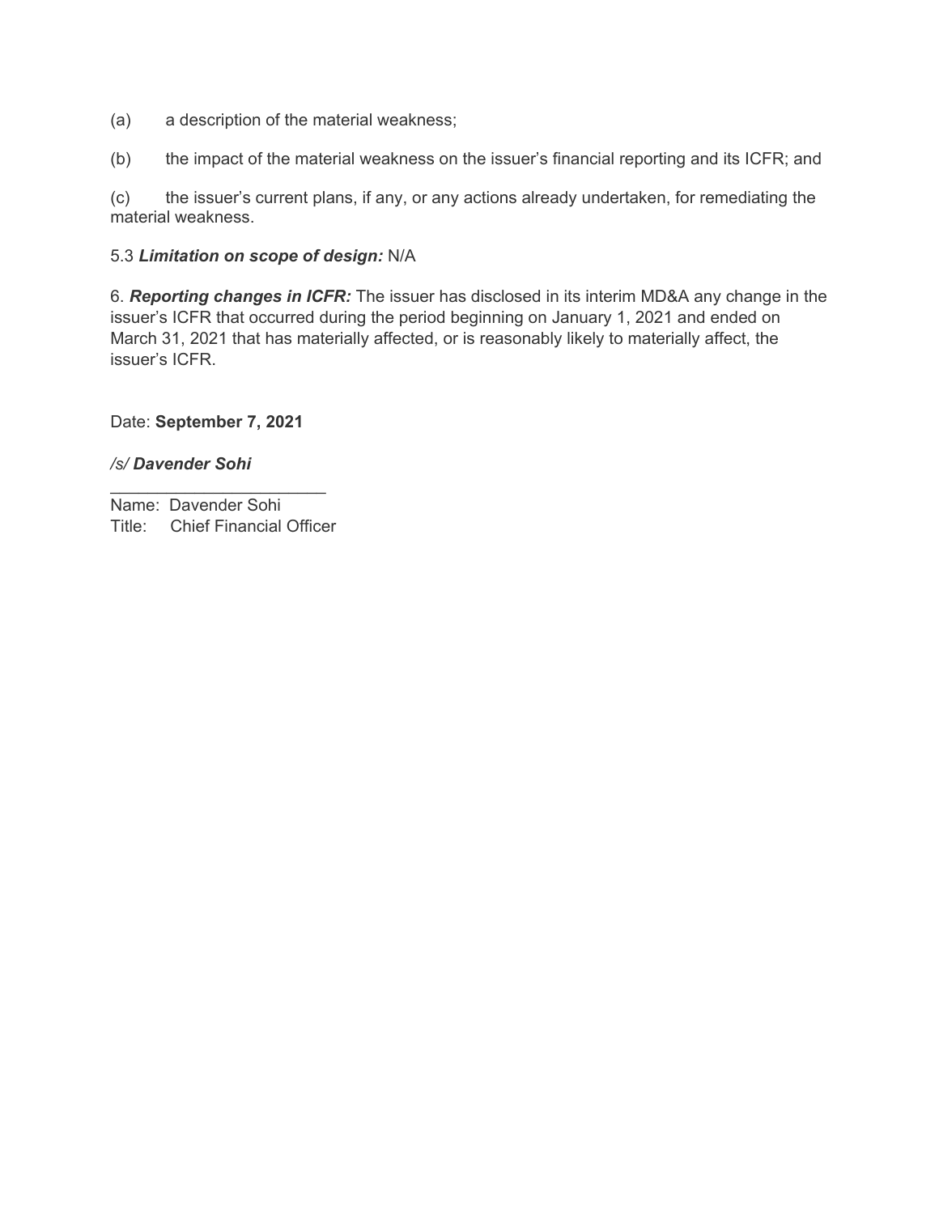(a) a description of the material weakness;

(b) the impact of the material weakness on the issuer's financial reporting and its ICFR; and

(c) the issuer's current plans, if any, or any actions already undertaken, for remediating the material weakness.

5.3 ***Limitation on scope of design:*** N/A

6. ***Reporting changes in ICFR:*** The issuer has disclosed in its interim MD&A any change in the issuer's ICFR that occurred during the period beginning on January 1, 2021 and ended on March 31, 2021 that has materially affected, or is reasonably likely to materially affect, the issuer's ICFR.

Date: **September 7, 2021**

*/s/* ***Davender Sohi***

\_\_\_\_\_\_\_\_\_\_\_\_\_\_\_\_\_\_\_\_\_\_\_

Name: Davender Sohi
Title: Chief Financial Officer